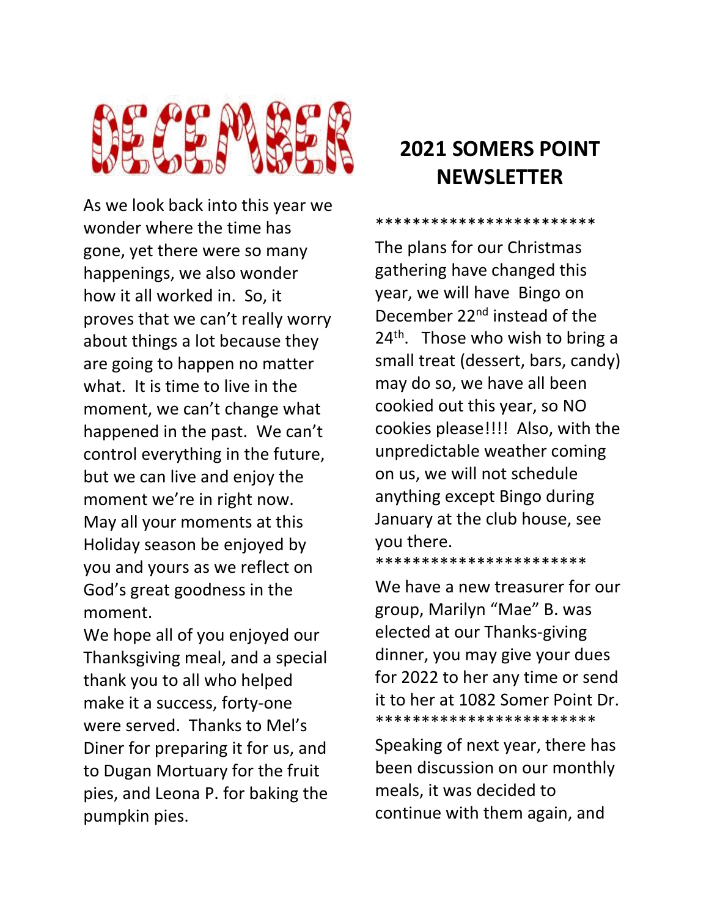# DECEMBER

# 2021 SOMERS POINT NEWSLETTER

As we look back into this year we wonder where the time has gone, yet there were so many happenings, we also wonder how it all worked in. So, it proves that we can't really worry about things a lot because they are going to happen no matter what. It is time to live in the moment, we can't change what happened in the past. We can't control everything in the future, but we can live and enjoy the moment we're in right now. May all your moments at this Holiday season be enjoyed by you and yours as we reflect on God's great goodness in the moment.

We hope all of you enjoyed our Thanksgiving meal, and a special thank you to all who helped make it a success, forty-one were served. Thanks to Mel's Diner for preparing it for us, and to Dugan Mortuary for the fruit pies, and Leona P. for baking the pumpkin pies.

************************

The plans for our Christmas gathering have changed this year, we will have Bingo on December 22nd instead of the 24th. Those who wish to bring a small treat (dessert, bars, candy) may do so, we have all been cookied out this year, so NO cookies please!!!! Also, with the unpredictable weather coming on us, we will not schedule anything except Bingo during January at the club house, see you there.

***********************

We have a new treasurer for our group, Marilyn "Mae" B. was elected at our Thanks-giving dinner, you may give your dues for 2022 to her any time or send it to her at 1082 Somer Point Dr.

***********************

Speaking of next year, there has been discussion on our monthly meals, it was decided to continue with them again, and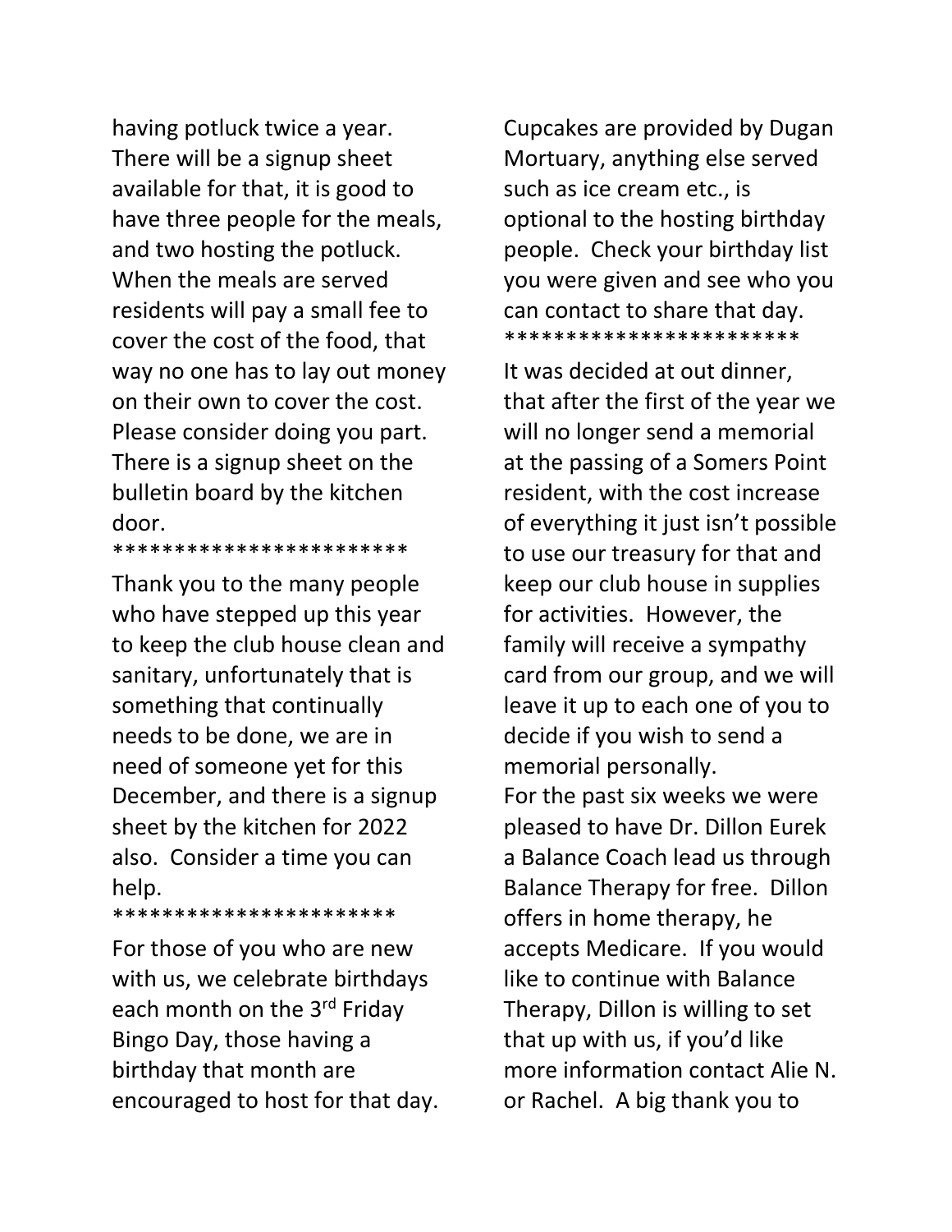having potluck twice a year. There will be a signup sheet available for that, it is good to have three people for the meals, and two hosting the potluck. When the meals are served residents will pay a small fee to cover the cost of the food, that way no one has to lay out money on their own to cover the cost. Please consider doing you part. There is a signup sheet on the bulletin board by the kitchen door.

************************

Thank you to the many people who have stepped up this year to keep the club house clean and sanitary, unfortunately that is something that continually needs to be done, we are in need of someone yet for this December, and there is a signup sheet by the kitchen for 2022 also. Consider a time you can help.

***********************

For those of you who are new with us, we celebrate birthdays each month on the 3rd Friday Bingo Day, those having a birthday that month are encouraged to host for that day. Cupcakes are provided by Dugan Mortuary, anything else served such as ice cream etc., is optional to the hosting birthday people. Check your birthday list you were given and see who you can contact to share that day.

************************

It was decided at out dinner, that after the first of the year we will no longer send a memorial at the passing of a Somers Point resident, with the cost increase of everything it just isn't possible to use our treasury for that and keep our club house in supplies for activities. However, the family will receive a sympathy card from our group, and we will leave it up to each one of you to decide if you wish to send a memorial personally.

For the past six weeks we were pleased to have Dr. Dillon Eurek a Balance Coach lead us through Balance Therapy for free. Dillon offers in home therapy, he accepts Medicare. If you would like to continue with Balance Therapy, Dillon is willing to set that up with us, if you'd like more information contact Alie N. or Rachel. A big thank you to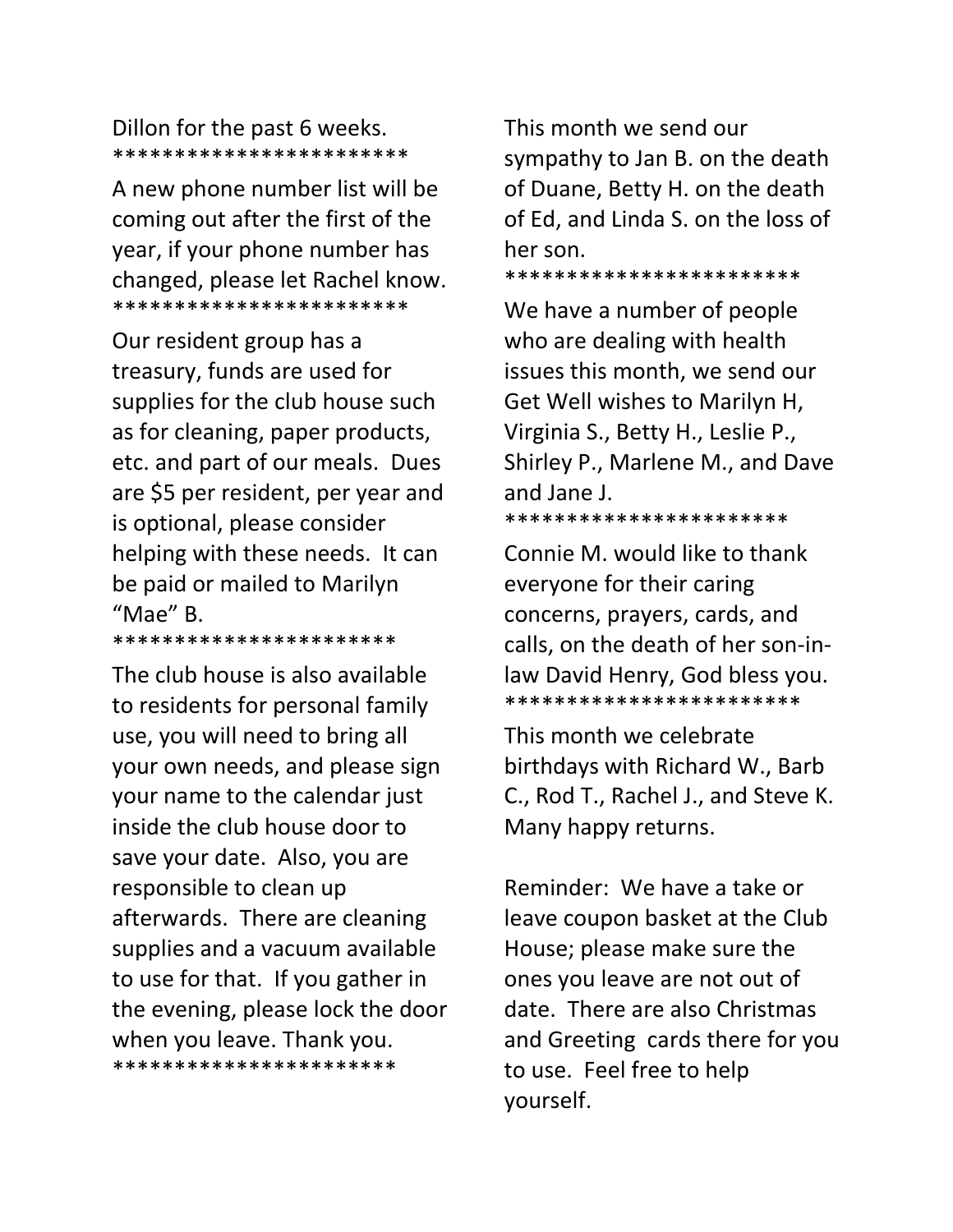Dillon for the past 6 weeks.

************************

A new phone number list will be coming out after the first of the year, if your phone number has changed, please let Rachel know.

************************

Our resident group has a treasury, funds are used for supplies for the club house such as for cleaning, paper products, etc. and part of our meals. Dues are $5 per resident, per year and is optional, please consider helping with these needs. It can be paid or mailed to Marilyn "Mae" B.

***********************

The club house is also available to residents for personal family use, you will need to bring all your own needs, and please sign your name to the calendar just inside the club house door to save your date. Also, you are responsible to clean up afterwards. There are cleaning supplies and a vacuum available to use for that. If you gather in the evening, please lock the door when you leave. Thank you.

***********************

This month we send our sympathy to Jan B. on the death of Duane, Betty H. on the death of Ed, and Linda S. on the loss of her son.

************************

We have a number of people who are dealing with health issues this month, we send our Get Well wishes to Marilyn H, Virginia S., Betty H., Leslie P., Shirley P., Marlene M., and Dave and Jane J.

***********************

Connie M. would like to thank everyone for their caring concerns, prayers, cards, and calls, on the death of her son-in-law David Henry, God bless you.

************************

This month we celebrate birthdays with Richard W., Barb C., Rod T., Rachel J., and Steve K. Many happy returns.

Reminder: We have a take or leave coupon basket at the Club House; please make sure the ones you leave are not out of date. There are also Christmas and Greeting cards there for you to use. Feel free to help yourself.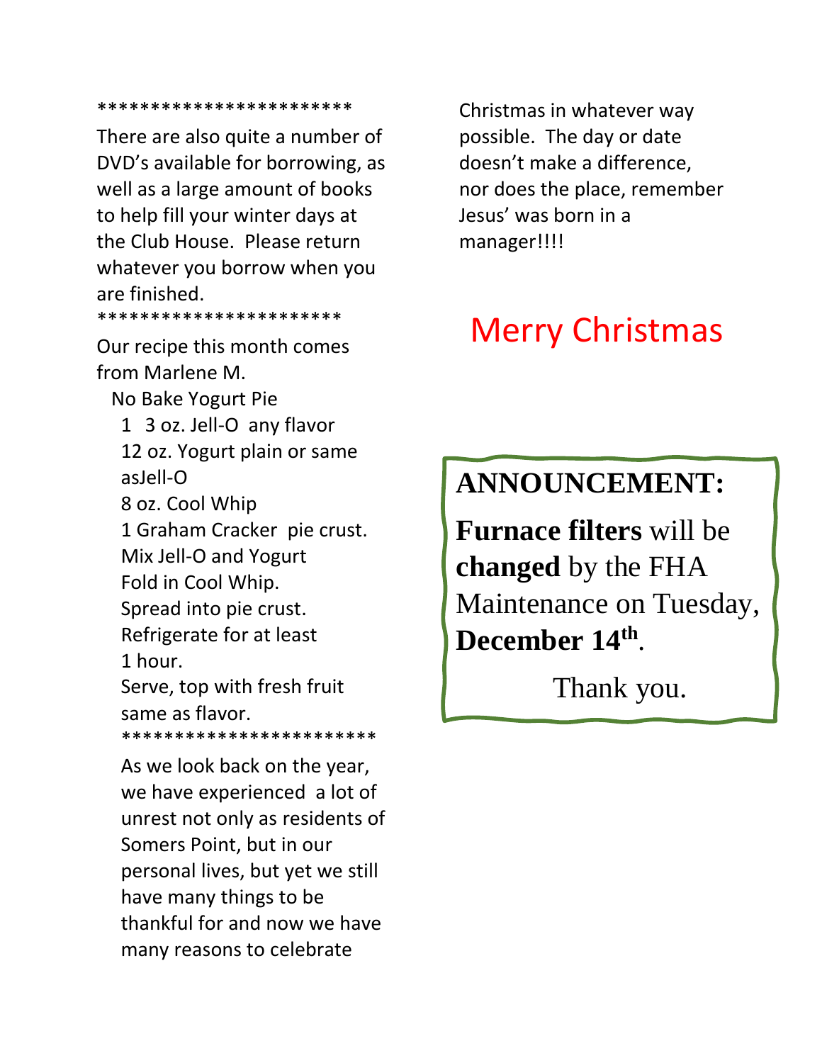************************

There are also quite a number of DVD's available for borrowing, as well as a large amount of books to help fill your winter days at the Club House. Please return whatever you borrow when you are finished.

**********************

Our recipe this month comes from Marlene M.

No Bake Yogurt Pie

1 3 oz. Jell-O any flavor
12 oz. Yogurt plain or same asJell-O
8 oz. Cool Whip
1 Graham Cracker pie crust.
Mix Jell-O and Yogurt
Fold in Cool Whip.
Spread into pie crust.
Refrigerate for at least 1 hour.
Serve, top with fresh fruit same as flavor.

***********************

As we look back on the year, we have experienced a lot of unrest not only as residents of Somers Point, but in our personal lives, but yet we still have many things to be thankful for and now we have many reasons to celebrate Christmas in whatever way possible. The day or date doesn't make a difference, nor does the place, remember Jesus' was born in a manager!!!!

# Merry Christmas

**ANNOUNCEMENT:**

**Furnace filters** will be **changed** by the FHA Maintenance on Tuesday, **December 14th**.

Thank you.